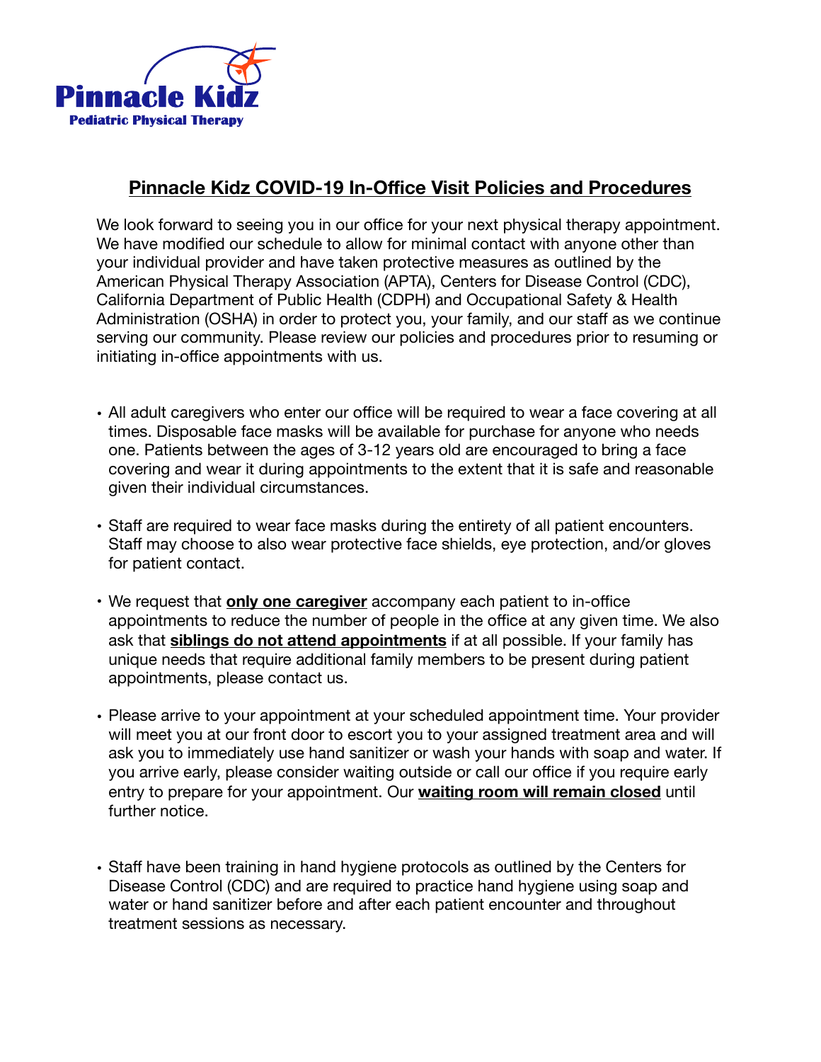Pinnacle Kidz

Pediatric Physical Therapy

# Pinnacle Kidz COVID-19 In-Office Visit Policies and Procedures

We look forward to seeing you in our office for your next physical therapy appointment. We have modified our schedule to allow for minimal contact with anyone other than your individual provider and have taken protective measures as outlined by the American Physical Therapy Association (APTA), Centers for Disease Control (CDC), California Department of Public Health (CDPH) and Occupational Safety & Health Administration (OSHA) in order to protect you, your family, and our staff as we continue serving our community. Please review our policies and procedures prior to resuming or initiating in-office appointments with us.

- All adult caregivers who enter our office will be required to wear a face covering at all times. Disposable face masks will be available for purchase for anyone who needs one. Patients between the ages of 3-12 years old are encouraged to bring a face covering and wear it during appointments to the extent that it is safe and reasonable given their individual circumstances.

- Staff are required to wear face masks during the entirety of all patient encounters. Staff may choose to also wear protective face shields, eye protection, and/or gloves for patient contact.

- We request that **only one caregiver** accompany each patient to in-office appointments to reduce the number of people in the office at any given time. We also ask that **siblings do not attend appointments** if at all possible. If your family has unique needs that require additional family members to be present during patient appointments, please contact us.

- Please arrive to your appointment at your scheduled appointment time. Your provider will meet you at our front door to escort you to your assigned treatment area and will ask you to immediately use hand sanitizer or wash your hands with soap and water. If you arrive early, please consider waiting outside or call our office if you require early entry to prepare for your appointment. Our **waiting room will remain closed** until further notice.

- Staff have been training in hand hygiene protocols as outlined by the Centers for Disease Control (CDC) and are required to practice hand hygiene using soap and water or hand sanitizer before and after each patient encounter and throughout treatment sessions as necessary.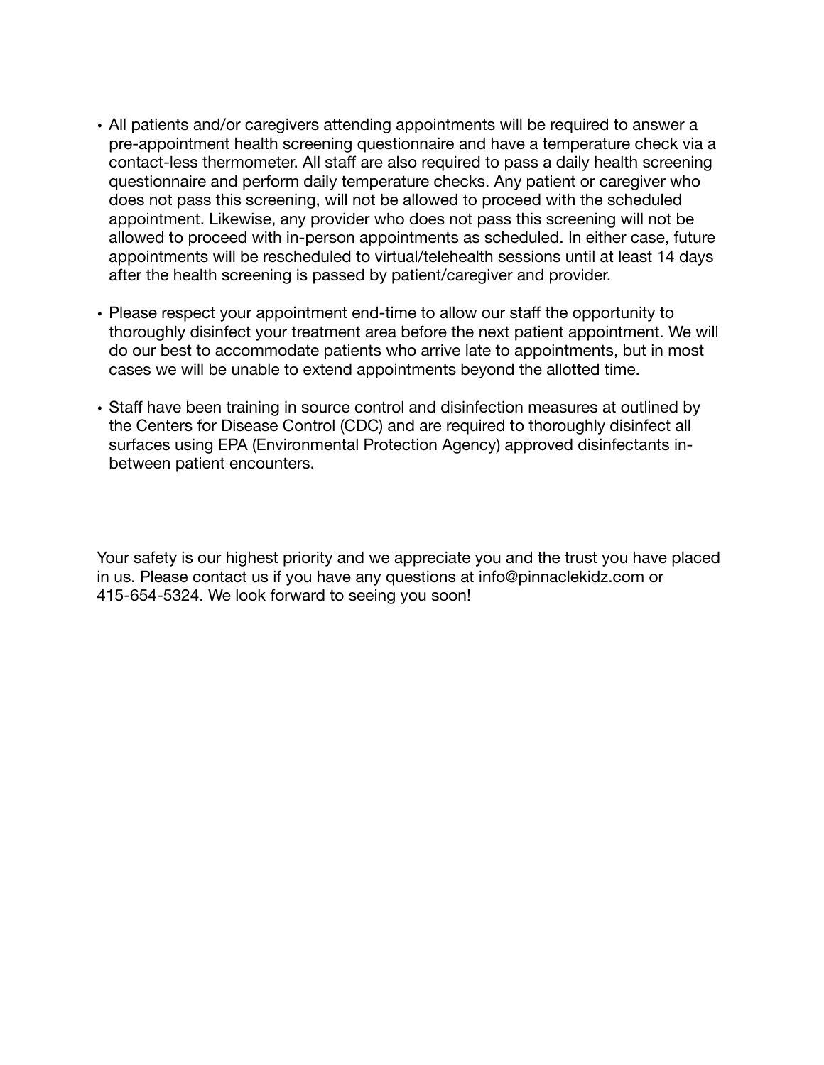- All patients and/or caregivers attending appointments will be required to answer a pre-appointment health screening questionnaire and have a temperature check via a contact-less thermometer. All staff are also required to pass a daily health screening questionnaire and perform daily temperature checks. Any patient or caregiver who does not pass this screening, will not be allowed to proceed with the scheduled appointment. Likewise, any provider who does not pass this screening will not be allowed to proceed with in-person appointments as scheduled. In either case, future appointments will be rescheduled to virtual/telehealth sessions until at least 14 days after the health screening is passed by patient/caregiver and provider.

- Please respect your appointment end-time to allow our staff the opportunity to thoroughly disinfect your treatment area before the next patient appointment. We will do our best to accommodate patients who arrive late to appointments, but in most cases we will be unable to extend appointments beyond the allotted time.

- Staff have been training in source control and disinfection measures at outlined by the Centers for Disease Control (CDC) and are required to thoroughly disinfect all surfaces using EPA (Environmental Protection Agency) approved disinfectants in-between patient encounters.

Your safety is our highest priority and we appreciate you and the trust you have placed in us. Please contact us if you have any questions at info@pinnaclekidz.com or 415-654-5324. We look forward to seeing you soon!